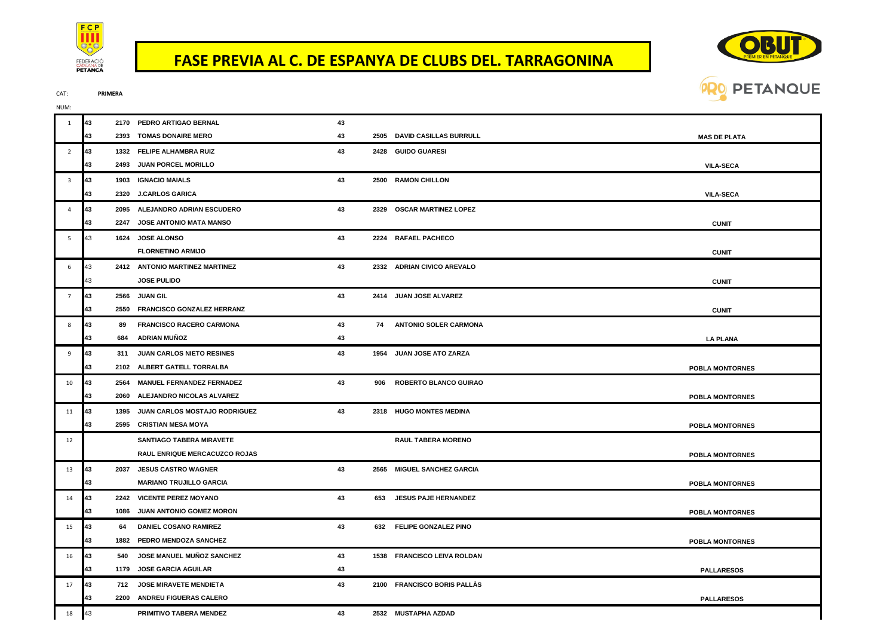# FASE PREVIA AL C. DE ESPANYA DE CLUBS DEL. TARRAGONINA

CAT: **PRIMERA**

NUM:

| NUM | | | | | | | CLUB |
|---|---|---|---|---|---|---|---|
| 1 | 43 | 2170 | PEDRO ARTIGAO BERNAL | 43 | | | |
| | 43 | 2393 | TOMAS DONAIRE MERO | 43 | 2505 | DAVID CASILLAS BURRULL | MAS DE PLATA |
| 2 | 43 | 1332 | FELIPE ALHAMBRA RUIZ | 43 | 2428 | GUIDO GUARESI | |
| | 43 | 2493 | JUAN PORCEL MORILLO | | | | VILA-SECA |
| 3 | 43 | 1903 | IGNACIO MAIALS | 43 | 2500 | RAMON CHILLON | |
| | 43 | 2320 | J.CARLOS GARICA | | | | VILA-SECA |
| 4 | 43 | 2095 | ALEJANDRO ADRIAN ESCUDERO | 43 | 2329 | OSCAR MARTINEZ LOPEZ | |
| | 43 | 2247 | JOSE ANTONIO MATA MANSO | | | | CUNIT |
| 5 | 43 | 1624 | JOSE ALONSO | 43 | 2224 | RAFAEL PACHECO | |
| | | | FLORNETINO ARMIJO | | | | CUNIT |
| 6 | 43 | 2412 | ANTONIO MARTINEZ MARTINEZ | 43 | 2332 | ADRIAN CIVICO AREVALO | |
| | 43 | | JOSE PULIDO | | | | CUNIT |
| 7 | 43 | 2566 | JUAN GIL | 43 | 2414 | JUAN JOSE ALVAREZ | |
| | 43 | 2550 | FRANCISCO GONZALEZ HERRANZ | | | | CUNIT |
| 8 | 43 | 89 | FRANCISCO RACERO CARMONA | 43 | 74 | ANTONIO SOLER CARMONA | |
| | 43 | 684 | ADRIAN MUÑOZ | 43 | | | LA PLANA |
| 9 | 43 | 311 | JUAN CARLOS NIETO RESINES | 43 | 1954 | JUAN JOSE ATO ZARZA | |
| | 43 | 2102 | ALBERT GATELL TORRALBA | | | | POBLA MONTORNES |
| 10 | 43 | 2564 | MANUEL FERNANDEZ FERNADEZ | 43 | 906 | ROBERTO BLANCO GUIRAO | |
| | 43 | 2060 | ALEJANDRO NICOLAS ALVAREZ | | | | POBLA MONTORNES |
| 11 | 43 | 1395 | JUAN CARLOS MOSTAJO RODRIGUEZ | 43 | 2318 | HUGO MONTES MEDINA | |
| | 43 | 2595 | CRISTIAN MESA MOYA | | | | POBLA MONTORNES |
| 12 | | | SANTIAGO TABERA MIRAVETE | | | RAUL TABERA MORENO | |
| | | | RAUL ENRIQUE MERCACUZCO ROJAS | | | | POBLA MONTORNES |
| 13 | 43 | 2037 | JESUS CASTRO WAGNER | 43 | 2565 | MIGUEL SANCHEZ GARCIA | |
| | 43 | | MARIANO TRUJILLO GARCIA | | | | POBLA MONTORNES |
| 14 | 43 | 2242 | VICENTE PEREZ MOYANO | 43 | 653 | JESUS PAJE HERNANDEZ | |
| | 43 | 1086 | JUAN ANTONIO GOMEZ MORON | | | | POBLA MONTORNES |
| 15 | 43 | 64 | DANIEL COSANO RAMIREZ | 43 | 632 | FELIPE GONZALEZ PINO | |
| | 43 | 1882 | PEDRO MENDOZA SANCHEZ | | | | POBLA MONTORNES |
| 16 | 43 | 540 | JOSE MANUEL MUÑOZ SANCHEZ | 43 | 1538 | FRANCISCO LEIVA ROLDAN | |
| | 43 | 1179 | JOSE GARCIA AGUILAR | 43 | | | PALLARESOS |
| 17 | 43 | 712 | JOSE MIRAVETE MENDIETA | 43 | 2100 | FRANCISCO BORIS PALLÀS | |
| | 43 | 2200 | ANDREU FIGUERAS CALERO | | | | PALLARESOS |
| 18 | 43 | | PRIMITIVO TABERA MENDEZ | 43 | 2532 | MUSTAPHA AZDAD | |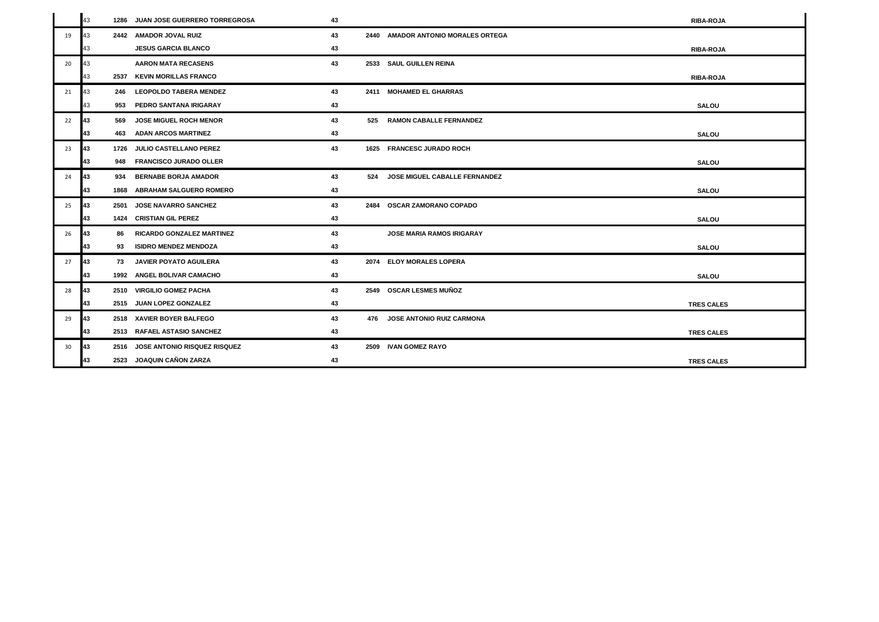| | | | | | | | |
|---|---|---|---|---|---|---|---|
| | 43 | 1286 | JUAN JOSE GUERRERO TORREGROSA | 43 | | | RIBA-ROJA |
| 19 | 43 | 2442 | AMADOR JOVAL RUIZ | 43 | 2440 | AMADOR ANTONIO MORALES ORTEGA | |
| | 43 | | JESUS GARCIA BLANCO | 43 | | | RIBA-ROJA |
| 20 | 43 | | AARON MATA RECASENS | 43 | 2533 | SAUL GUILLEN REINA | |
| | 43 | 2537 | KEVIN MORILLAS FRANCO | | | | RIBA-ROJA |
| 21 | 43 | 246 | LEOPOLDO TABERA MENDEZ | 43 | 2411 | MOHAMED EL GHARRAS | |
| | 43 | 953 | PEDRO SANTANA IRIGARAY | 43 | | | SALOU |
| 22 | 43 | 569 | JOSE MIGUEL ROCH MENOR | 43 | 525 | RAMON CABALLE FERNANDEZ | |
| | 43 | 463 | ADAN ARCOS MARTINEZ | 43 | | | SALOU |
| 23 | 43 | 1726 | JULIO CASTELLANO PEREZ | 43 | 1625 | FRANCESC JURADO ROCH | |
| | 43 | 948 | FRANCISCO JURADO OLLER | | | | SALOU |
| 24 | 43 | 934 | BERNABE BORJA AMADOR | 43 | 524 | JOSE MIGUEL CABALLE FERNANDEZ | |
| | 43 | 1868 | ABRAHAM SALGUERO ROMERO | 43 | | | SALOU |
| 25 | 43 | 2501 | JOSE NAVARRO SANCHEZ | 43 | 2484 | OSCAR ZAMORANO COPADO | |
| | 43 | 1424 | CRISTIAN GIL PEREZ | 43 | | | SALOU |
| 26 | 43 | 86 | RICARDO GONZALEZ MARTINEZ | 43 | | JOSE MARIA RAMOS IRIGARAY | |
| | 43 | 93 | ISIDRO MENDEZ MENDOZA | 43 | | | SALOU |
| 27 | 43 | 73 | JAVIER POYATO AGUILERA | 43 | 2074 | ELOY MORALES LOPERA | |
| | 43 | 1992 | ANGEL BOLIVAR CAMACHO | 43 | | | SALOU |
| 28 | 43 | 2510 | VIRGILIO GOMEZ PACHA | 43 | 2549 | OSCAR LESMES MUÑOZ | |
| | 43 | 2515 | JUAN LOPEZ GONZALEZ | 43 | | | TRES CALES |
| 29 | 43 | 2518 | XAVIER BOYER BALFEGO | 43 | 476 | JOSE ANTONIO RUIZ CARMONA | |
| | 43 | 2513 | RAFAEL ASTASIO SANCHEZ | 43 | | | TRES CALES |
| 30 | 43 | 2516 | JOSE ANTONIO RISQUEZ RISQUEZ | 43 | 2509 | IVAN GOMEZ RAYO | |
| | 43 | 2523 | JOAQUIN CAÑON ZARZA | 43 | | | TRES CALES |